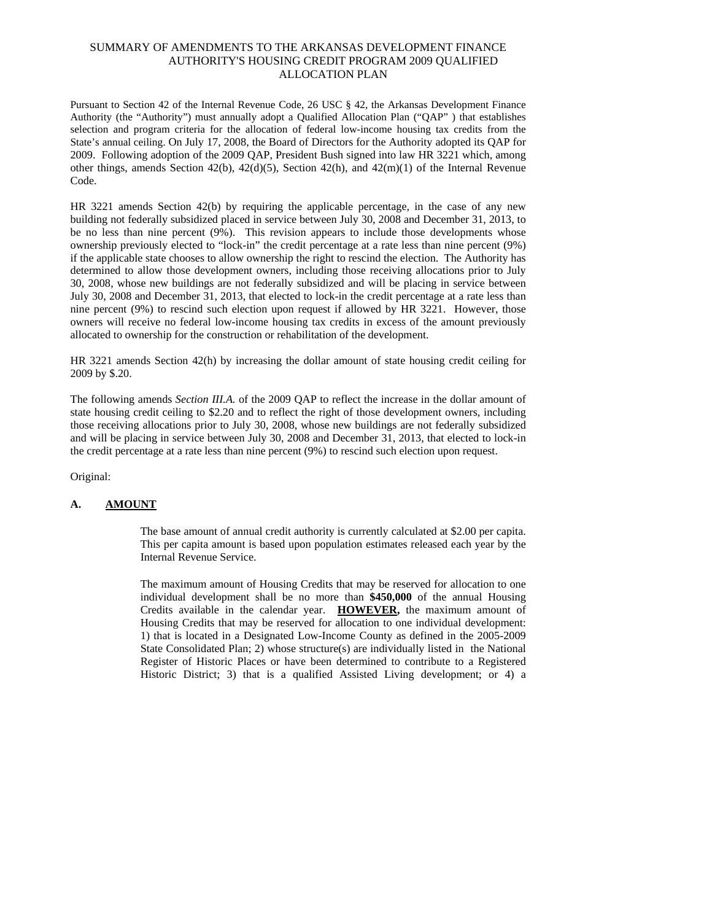# SUMMARY OF AMENDMENTS TO THE ARKANSAS DEVELOPMENT FINANCE AUTHORITY'S HOUSING CREDIT PROGRAM 2009 QUALIFIED ALLOCATION PLAN

Pursuant to Section 42 of the Internal Revenue Code, 26 USC § 42, the Arkansas Development Finance Authority (the "Authority") must annually adopt a Qualified Allocation Plan ("QAP" ) that establishes selection and program criteria for the allocation of federal low-income housing tax credits from the State's annual ceiling. On July 17, 2008, the Board of Directors for the Authority adopted its QAP for 2009. Following adoption of the 2009 QAP, President Bush signed into law HR 3221 which, among other things, amends Section 42(b), 42(d)(5), Section 42(h), and 42(m)(1) of the Internal Revenue Code.

HR 3221 amends Section 42(b) by requiring the applicable percentage, in the case of any new building not federally subsidized placed in service between July 30, 2008 and December 31, 2013, to be no less than nine percent (9%). This revision appears to include those developments whose ownership previously elected to "lock-in" the credit percentage at a rate less than nine percent (9%) if the applicable state chooses to allow ownership the right to rescind the election. The Authority has determined to allow those development owners, including those receiving allocations prior to July 30, 2008, whose new buildings are not federally subsidized and will be placing in service between July 30, 2008 and December 31, 2013, that elected to lock-in the credit percentage at a rate less than nine percent (9%) to rescind such election upon request if allowed by HR 3221. However, those owners will receive no federal low-income housing tax credits in excess of the amount previously allocated to ownership for the construction or rehabilitation of the development.

HR 3221 amends Section 42(h) by increasing the dollar amount of state housing credit ceiling for 2009 by $.20.

The following amends *Section III.A.* of the 2009 QAP to reflect the increase in the dollar amount of state housing credit ceiling to $2.20 and to reflect the right of those development owners, including those receiving allocations prior to July 30, 2008, whose new buildings are not federally subsidized and will be placing in service between July 30, 2008 and December 31, 2013, that elected to lock-in the credit percentage at a rate less than nine percent (9%) to rescind such election upon request.

Original:

**A. <u>AMOUNT</u>**

The base amount of annual credit authority is currently calculated at $2.00 per capita. This per capita amount is based upon population estimates released each year by the Internal Revenue Service.

The maximum amount of Housing Credits that may be reserved for allocation to one individual development shall be no more than **$450,000** of the annual Housing Credits available in the calendar year. **<u>HOWEVER,</u>** the maximum amount of Housing Credits that may be reserved for allocation to one individual development: 1) that is located in a Designated Low-Income County as defined in the 2005-2009 State Consolidated Plan; 2) whose structure(s) are individually listed in the National Register of Historic Places or have been determined to contribute to a Registered Historic District; 3) that is a qualified Assisted Living development; or 4) a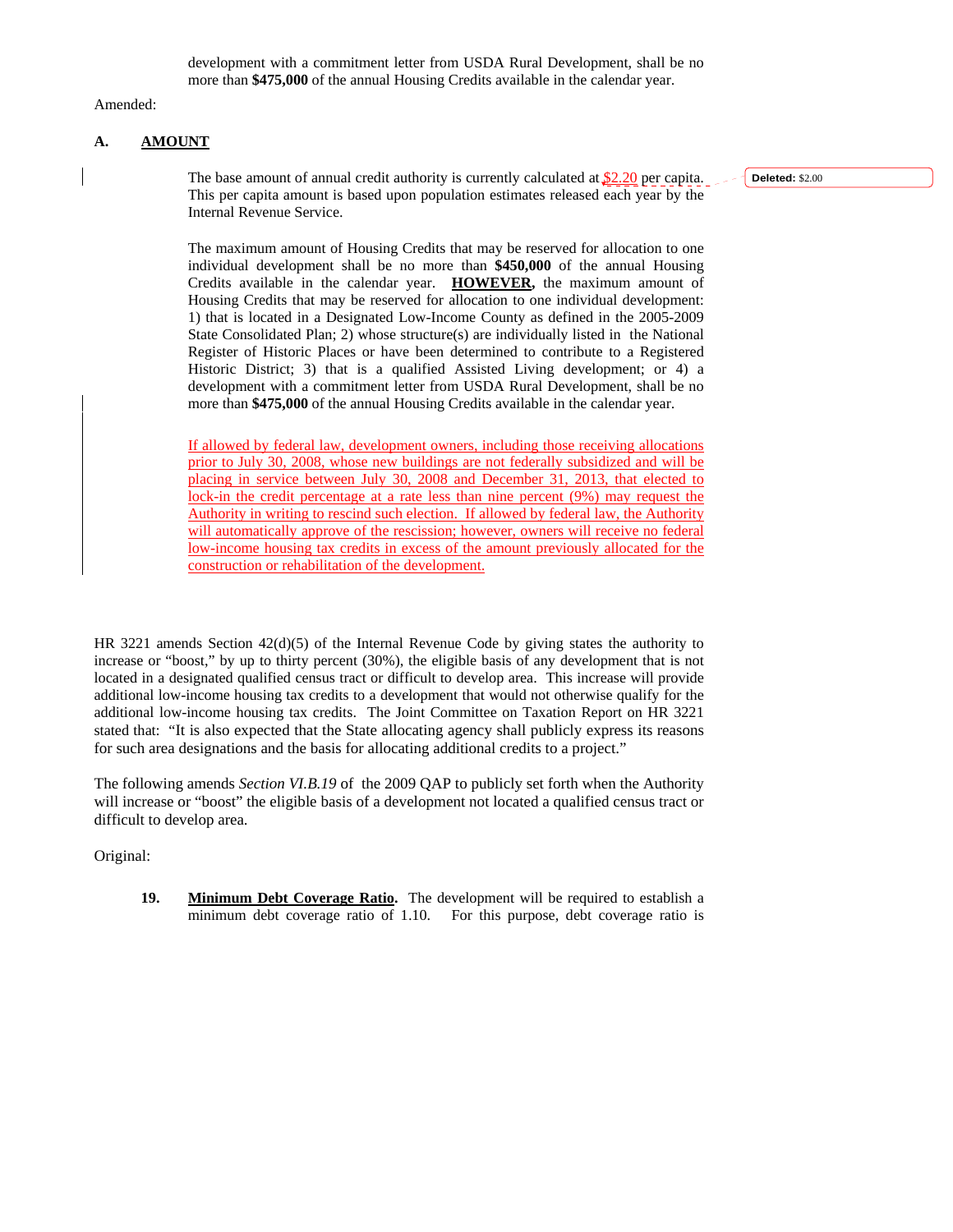development with a commitment letter from USDA Rural Development, shall be no more than **$475,000** of the annual Housing Credits available in the calendar year.

Amended:

**A. AMOUNT**

The base amount of annual credit authority is currently calculated at $2.20 per capita. This per capita amount is based upon population estimates released each year by the Internal Revenue Service.

Deleted: $2.00

The maximum amount of Housing Credits that may be reserved for allocation to one individual development shall be no more than **$450,000** of the annual Housing Credits available in the calendar year. **HOWEVER,** the maximum amount of Housing Credits that may be reserved for allocation to one individual development: 1) that is located in a Designated Low-Income County as defined in the 2005-2009 State Consolidated Plan; 2) whose structure(s) are individually listed in the National Register of Historic Places or have been determined to contribute to a Registered Historic District; 3) that is a qualified Assisted Living development; or 4) a development with a commitment letter from USDA Rural Development, shall be no more than **$475,000** of the annual Housing Credits available in the calendar year.

If allowed by federal law, development owners, including those receiving allocations prior to July 30, 2008, whose new buildings are not federally subsidized and will be placing in service between July 30, 2008 and December 31, 2013, that elected to lock-in the credit percentage at a rate less than nine percent (9%) may request the Authority in writing to rescind such election. If allowed by federal law, the Authority will automatically approve of the rescission; however, owners will receive no federal low-income housing tax credits in excess of the amount previously allocated for the construction or rehabilitation of the development.

HR 3221 amends Section 42(d)(5) of the Internal Revenue Code by giving states the authority to increase or "boost," by up to thirty percent (30%), the eligible basis of any development that is not located in a designated qualified census tract or difficult to develop area. This increase will provide additional low-income housing tax credits to a development that would not otherwise qualify for the additional low-income housing tax credits. The Joint Committee on Taxation Report on HR 3221 stated that: "It is also expected that the State allocating agency shall publicly express its reasons for such area designations and the basis for allocating additional credits to a project."

The following amends *Section VI.B.19* of the 2009 QAP to publicly set forth when the Authority will increase or "boost" the eligible basis of a development not located a qualified census tract or difficult to develop area.

Original:

**19. Minimum Debt Coverage Ratio.** The development will be required to establish a minimum debt coverage ratio of 1.10. For this purpose, debt coverage ratio is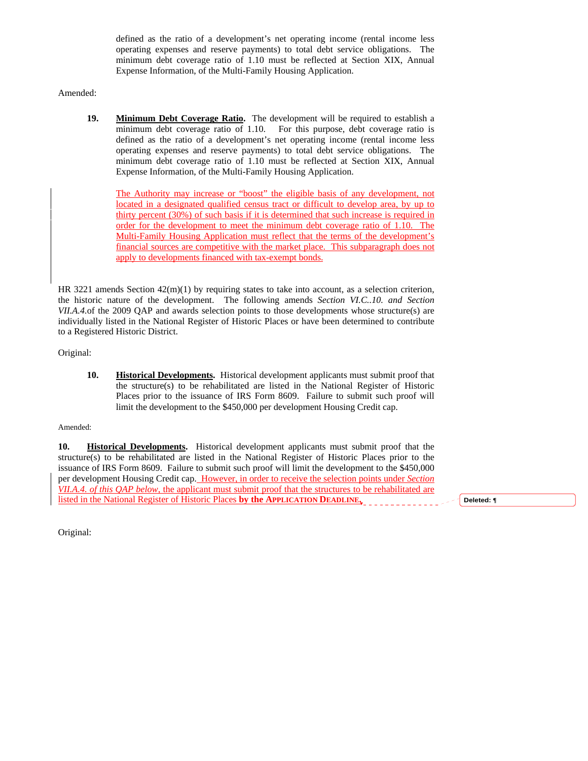defined as the ratio of a development's net operating income (rental income less operating expenses and reserve payments) to total debt service obligations. The minimum debt coverage ratio of 1.10 must be reflected at Section XIX, Annual Expense Information, of the Multi-Family Housing Application.

Amended:

**19. Minimum Debt Coverage Ratio.** The development will be required to establish a minimum debt coverage ratio of 1.10. For this purpose, debt coverage ratio is defined as the ratio of a development's net operating income (rental income less operating expenses and reserve payments) to total debt service obligations. The minimum debt coverage ratio of 1.10 must be reflected at Section XIX, Annual Expense Information, of the Multi-Family Housing Application.

The Authority may increase or "boost" the eligible basis of any development, not located in a designated qualified census tract or difficult to develop area, by up to thirty percent (30%) of such basis if it is determined that such increase is required in order for the development to meet the minimum debt coverage ratio of 1.10. The Multi-Family Housing Application must reflect that the terms of the development's financial sources are competitive with the market place. This subparagraph does not apply to developments financed with tax-exempt bonds.

HR 3221 amends Section 42(m)(1) by requiring states to take into account, as a selection criterion, the historic nature of the development. The following amends *Section VI.C..10. and Section VII.A.4.* of the 2009 QAP and awards selection points to those developments whose structure(s) are individually listed in the National Register of Historic Places or have been determined to contribute to a Registered Historic District.

Original:

**10. Historical Developments.** Historical development applicants must submit proof that the structure(s) to be rehabilitated are listed in the National Register of Historic Places prior to the issuance of IRS Form 8609. Failure to submit such proof will limit the development to the $450,000 per development Housing Credit cap.

Amended:

**10. Historical Developments.** Historical development applicants must submit proof that the structure(s) to be rehabilitated are listed in the National Register of Historic Places prior to the issuance of IRS Form 8609. Failure to submit such proof will limit the development to the $450,000 per development Housing Credit cap. However, in order to receive the selection points under *Section VII.A.4. of this QAP below*, the applicant must submit proof that the structures to be rehabilitated are listed in the National Register of Historic Places **by the APPLICATION DEADLINE.**

Original: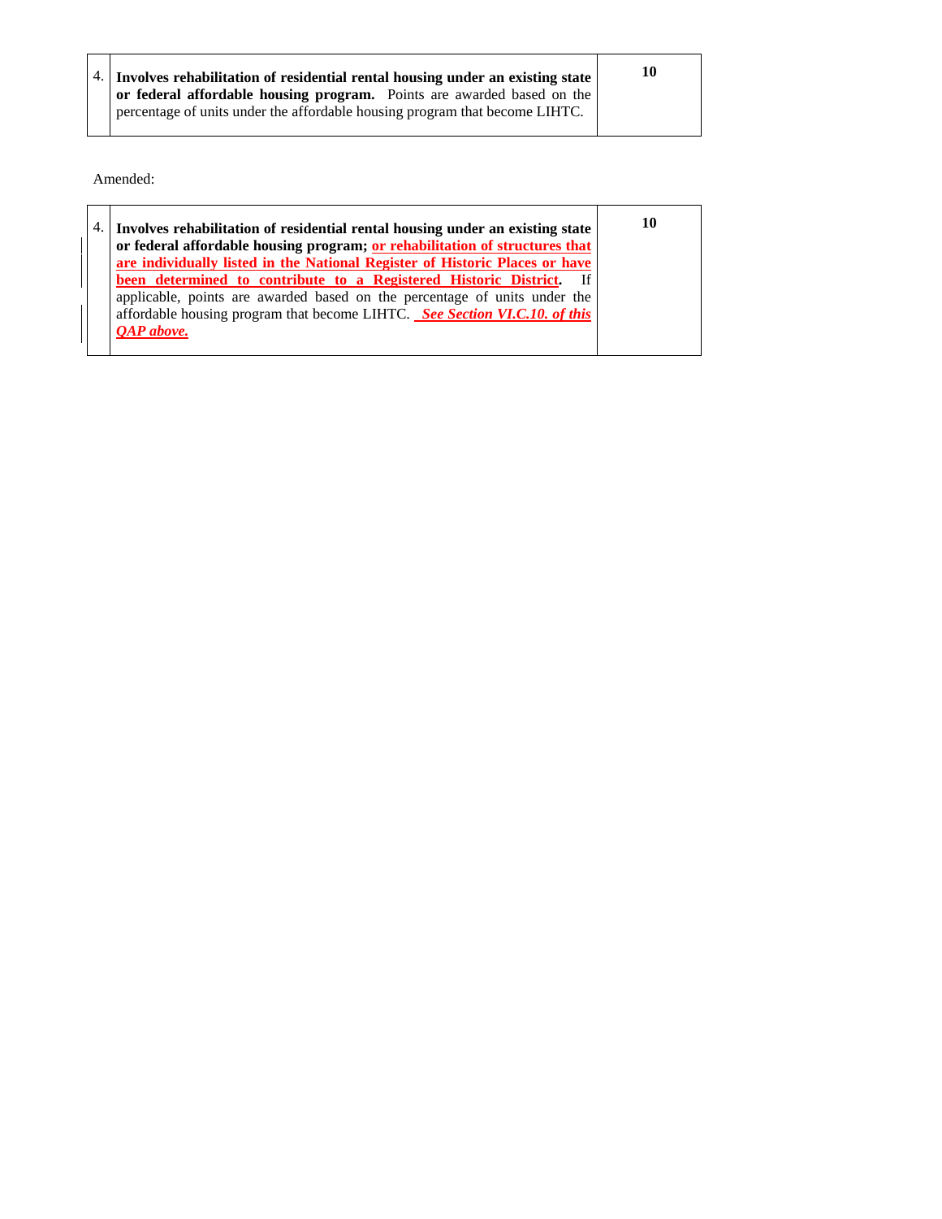| | | |
|---|---|---|
| 4. | **Involves rehabilitation of residential rental housing under an existing state or federal affordable housing program.** Points are awarded based on the percentage of units under the affordable housing program that become LIHTC. | **10** |

Amended:

| | | |
|---|---|---|
| 4. | **Involves rehabilitation of residential rental housing under an existing state or federal affordable housing program; or rehabilitation of structures that are individually listed in the National Register of Historic Places or have been determined to contribute to a Registered Historic District.** If applicable, points are awarded based on the percentage of units under the affordable housing program that become LIHTC. ***See Section VI.C.10. of this QAP above.*** | **10** |